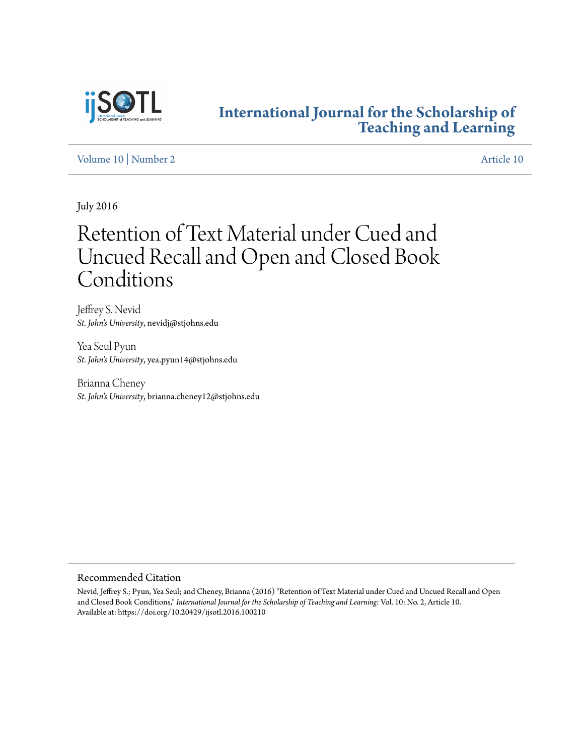# International Journal for the Scholarship of Teaching and Learning

Volume 10 | Number 2 Article 10

July 2016

# Retention of Text Material under Cued and Uncued Recall and Open and Closed Book Conditions

Jeffrey S. Nevid
*St. John's University*, nevidj@stjohns.edu

Yea Seul Pyun
*St. John's University*, yea.pyun14@stjohns.edu

Brianna Cheney
*St. John's University*, brianna.cheney12@stjohns.edu

## Recommended Citation

Nevid, Jeffrey S.; Pyun, Yea Seul; and Cheney, Brianna (2016) "Retention of Text Material under Cued and Uncued Recall and Open and Closed Book Conditions," *International Journal for the Scholarship of Teaching and Learning*: Vol. 10: No. 2, Article 10.
Available at: https://doi.org/10.20429/ijsotl.2016.100210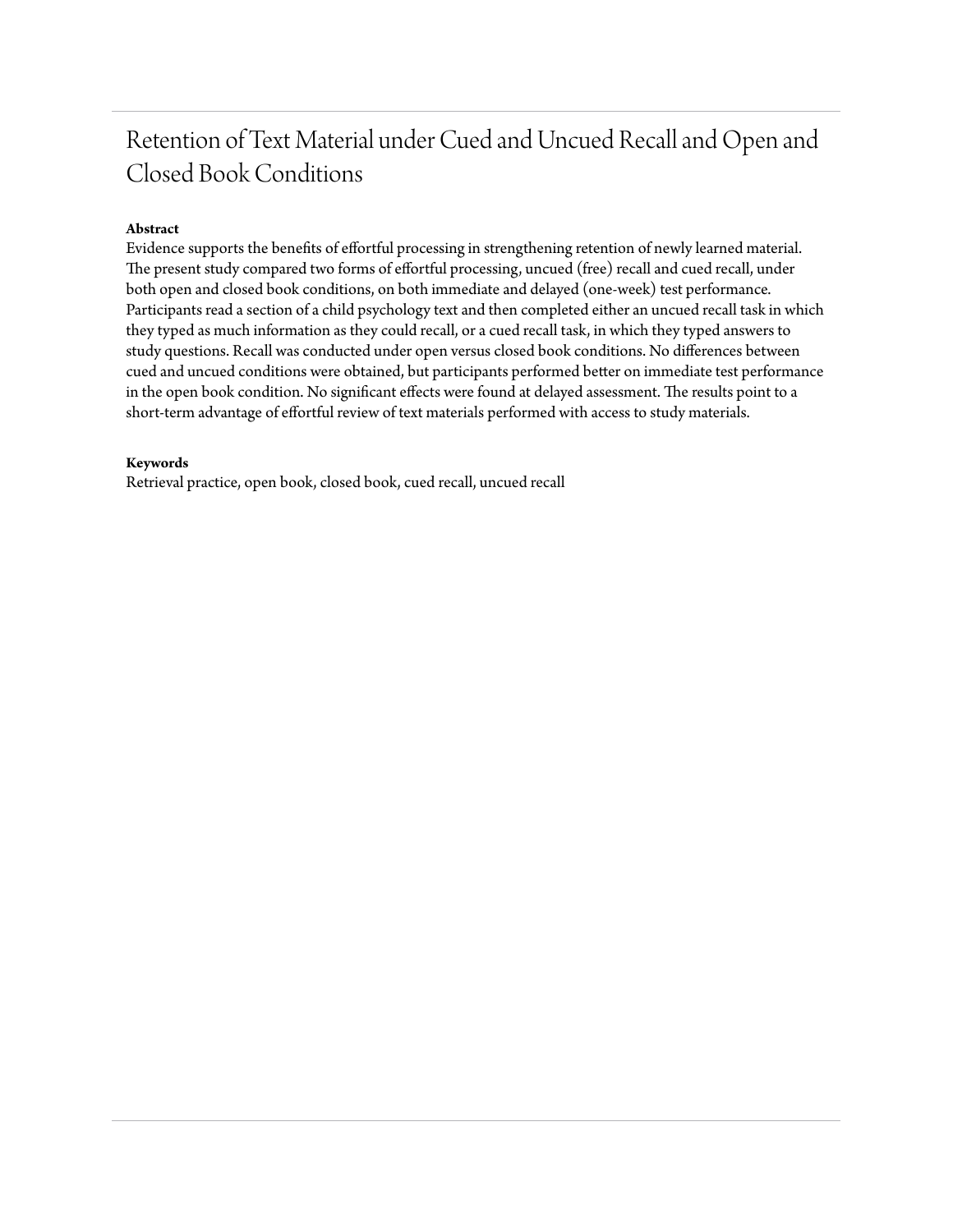# Retention of Text Material under Cued and Uncued Recall and Open and Closed Book Conditions

**Abstract**

Evidence supports the benefits of effortful processing in strengthening retention of newly learned material. The present study compared two forms of effortful processing, uncued (free) recall and cued recall, under both open and closed book conditions, on both immediate and delayed (one-week) test performance. Participants read a section of a child psychology text and then completed either an uncued recall task in which they typed as much information as they could recall, or a cued recall task, in which they typed answers to study questions. Recall was conducted under open versus closed book conditions. No differences between cued and uncued conditions were obtained, but participants performed better on immediate test performance in the open book condition. No significant effects were found at delayed assessment. The results point to a short-term advantage of effortful review of text materials performed with access to study materials.

**Keywords**

Retrieval practice, open book, closed book, cued recall, uncued recall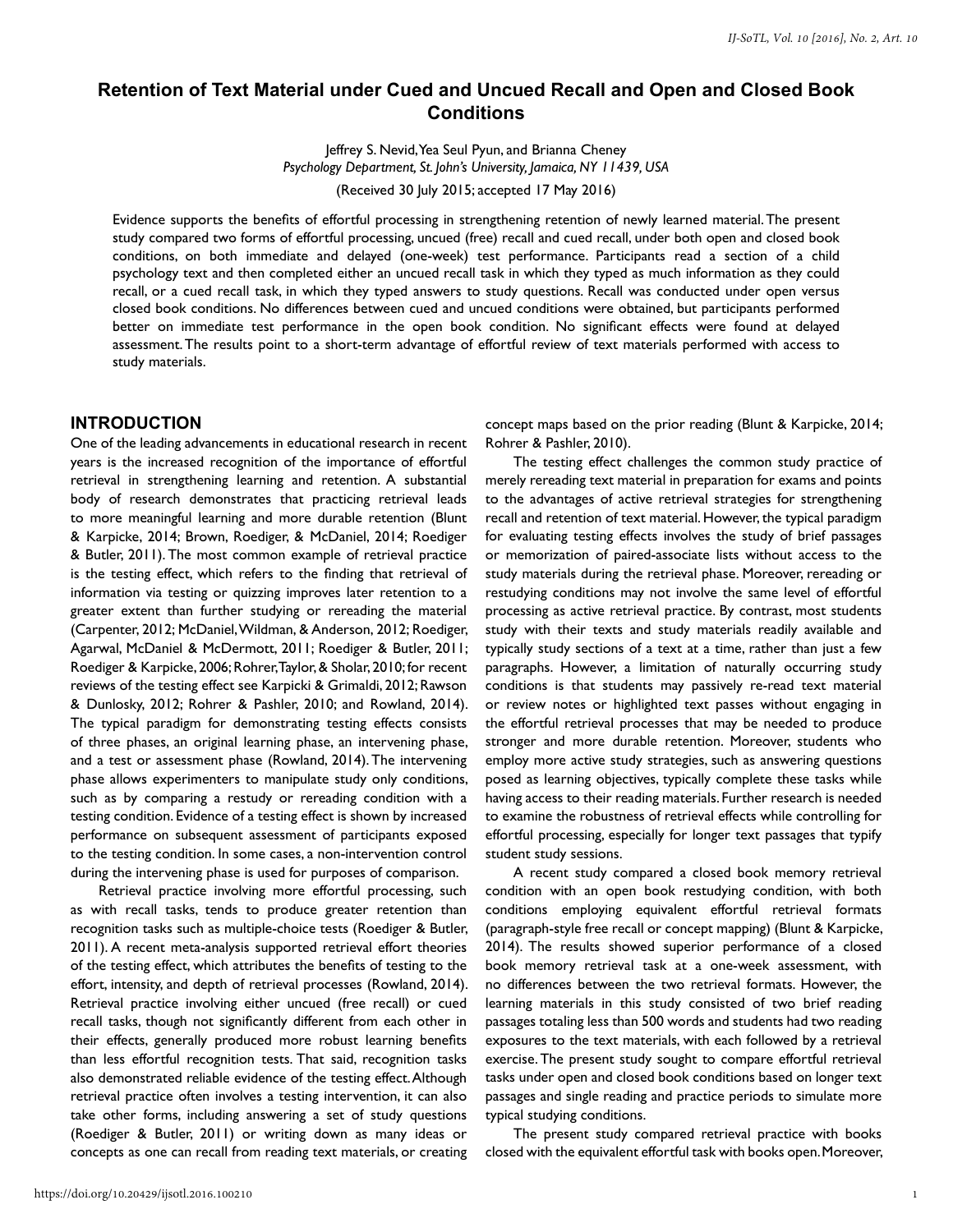# Retention of Text Material under Cued and Uncued Recall and Open and Closed Book Conditions

Jeffrey S. Nevid, Yea Seul Pyun, and Brianna Cheney
*Psychology Department, St. John's University, Jamaica, NY 11439, USA*

(Received 30 July 2015; accepted 17 May 2016)

Evidence supports the benefits of effortful processing in strengthening retention of newly learned material. The present study compared two forms of effortful processing, uncued (free) recall and cued recall, under both open and closed book conditions, on both immediate and delayed (one-week) test performance. Participants read a section of a child psychology text and then completed either an uncued recall task in which they typed as much information as they could recall, or a cued recall task, in which they typed answers to study questions. Recall was conducted under open versus closed book conditions. No differences between cued and uncued conditions were obtained, but participants performed better on immediate test performance in the open book condition. No significant effects were found at delayed assessment. The results point to a short-term advantage of effortful review of text materials performed with access to study materials.

## INTRODUCTION

One of the leading advancements in educational research in recent years is the increased recognition of the importance of effortful retrieval in strengthening learning and retention. A substantial body of research demonstrates that practicing retrieval leads to more meaningful learning and more durable retention (Blunt & Karpicke, 2014; Brown, Roediger, & McDaniel, 2014; Roediger & Butler, 2011). The most common example of retrieval practice is the testing effect, which refers to the finding that retrieval of information via testing or quizzing improves later retention to a greater extent than further studying or rereading the material (Carpenter, 2012; McDaniel, Wildman, & Anderson, 2012; Roediger, Agarwal, McDaniel & McDermott, 2011; Roediger & Butler, 2011; Roediger & Karpicke, 2006; Rohrer, Taylor, & Sholar, 2010; for recent reviews of the testing effect see Karpicki & Grimaldi, 2012; Rawson & Dunlosky, 2012; Rohrer & Pashler, 2010; and Rowland, 2014). The typical paradigm for demonstrating testing effects consists of three phases, an original learning phase, an intervening phase, and a test or assessment phase (Rowland, 2014). The intervening phase allows experimenters to manipulate study only conditions, such as by comparing a restudy or rereading condition with a testing condition. Evidence of a testing effect is shown by increased performance on subsequent assessment of participants exposed to the testing condition. In some cases, a non-intervention control during the intervening phase is used for purposes of comparison.

Retrieval practice involving more effortful processing, such as with recall tasks, tends to produce greater retention than recognition tasks such as multiple-choice tests (Roediger & Butler, 2011). A recent meta-analysis supported retrieval effort theories of the testing effect, which attributes the benefits of testing to the effort, intensity, and depth of retrieval processes (Rowland, 2014). Retrieval practice involving either uncued (free recall) or cued recall tasks, though not significantly different from each other in their effects, generally produced more robust learning benefits than less effortful recognition tests. That said, recognition tasks also demonstrated reliable evidence of the testing effect. Although retrieval practice often involves a testing intervention, it can also take other forms, including answering a set of study questions (Roediger & Butler, 2011) or writing down as many ideas or concepts as one can recall from reading text materials, or creating concept maps based on the prior reading (Blunt & Karpicke, 2014; Rohrer & Pashler, 2010).

The testing effect challenges the common study practice of merely rereading text material in preparation for exams and points to the advantages of active retrieval strategies for strengthening recall and retention of text material. However, the typical paradigm for evaluating testing effects involves the study of brief passages or memorization of paired-associate lists without access to the study materials during the retrieval phase. Moreover, rereading or restudying conditions may not involve the same level of effortful processing as active retrieval practice. By contrast, most students study with their texts and study materials readily available and typically study sections of a text at a time, rather than just a few paragraphs. However, a limitation of naturally occurring study conditions is that students may passively re-read text material or review notes or highlighted text passes without engaging in the effortful retrieval processes that may be needed to produce stronger and more durable retention. Moreover, students who employ more active study strategies, such as answering questions posed as learning objectives, typically complete these tasks while having access to their reading materials. Further research is needed to examine the robustness of retrieval effects while controlling for effortful processing, especially for longer text passages that typify student study sessions.

A recent study compared a closed book memory retrieval condition with an open book restudying condition, with both conditions employing equivalent effortful retrieval formats (paragraph-style free recall or concept mapping) (Blunt & Karpicke, 2014). The results showed superior performance of a closed book memory retrieval task at a one-week assessment, with no differences between the two retrieval formats. However, the learning materials in this study consisted of two brief reading passages totaling less than 500 words and students had two reading exposures to the text materials, with each followed by a retrieval exercise. The present study sought to compare effortful retrieval tasks under open and closed book conditions based on longer text passages and single reading and practice periods to simulate more typical studying conditions.

The present study compared retrieval practice with books closed with the equivalent effortful task with books open. Moreover,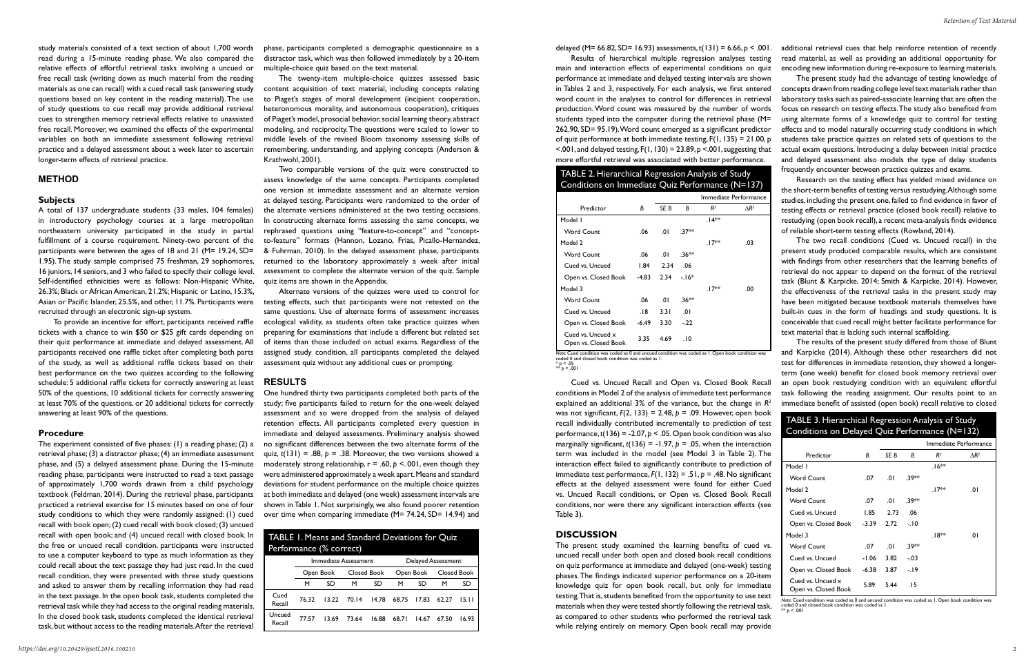study materials consisted of a text section of about 1,700 words read during a 15-minute reading phase. We also compared the relative effects of effortful retrieval tasks involving a uncued or free recall task (writing down as much material from the reading materials as one can recall) with a cued recall task (answering study questions based on key content in the reading material). The use of study questions to cue recall may provide additional retrieval cues to strengthen memory retrieval effects relative to unassisted free recall. Moreover, we examined the effects of the experimental variables on both an immediate assessment following retrieval practice and a delayed assessment about a week later to ascertain longer-term effects of retrieval practice.

## METHOD

### Subjects

A total of 137 undergraduate students (33 males, 104 females) in introductory psychology courses at a large metropolitan northeastern university participated in the study in partial fulfillment of a course requirement. Ninety-two percent of the participants were between the ages of 18 and 21 (M= 19.24, SD= 1.95). The study sample comprised 75 freshman, 29 sophomores, 16 juniors, 14 seniors, and 3 who failed to specify their college level. Self-identified ethnicities were as follows: Non-Hispanic White, 26.3%; Black or African American, 21.2%; Hispanic or Latino, 15.3%, Asian or Pacific Islander, 25.5%, and other, 11.7%. Participants were recruited through an electronic sign-up system.

To provide an incentive for effort, participants received raffle tickets with a chance to win $50 or $25 gift cards depending on their quiz performance at immediate and delayed assessment. All participants received one raffle ticket after completing both parts of the study, as well as additional raffle tickets based on their best performance on the two quizzes according to the following schedule: 5 additional raffle tickets for correctly answering at least 50% of the questions, 10 additional tickets for correctly answering at least 70% of the questions, or 20 additional tickets for correctly answering at least 90% of the questions.

### Procedure

The experiment consisted of five phases: (1) a reading phase; (2) a retrieval phase; (3) a distractor phase; (4) an immediate assessment phase, and (5) a delayed assessment phase. During the 15-minute reading phase, participants were instructed to read a text passage of approximately 1,700 words drawn from a child psychology textbook (Feldman, 2014). During the retrieval phase, participants practiced a retrieval exercise for 15 minutes based on one of four study conditions to which they were randomly assigned: (1) cued recall with book open; (2) cued recall with book closed; (3) uncued recall with open book; and (4) uncued recall with closed book. In the free or uncued recall condition, participants were instructed to use a computer keyboard to type as much information as they could recall about the text passage they had just read. In the cued recall condition, they were presented with three study questions and asked to answer them by recalling information they had read in the text passage. In the open book task, students completed the retrieval task while they had access to the original reading materials. In the closed book task, students completed the identical retrieval task, but without access to the reading materials. After the retrieval phase, participants completed a demographic questionnaire as a distractor task, which was then followed immediately by a 20-item multiple-choice quiz based on the text material.

The twenty-item multiple-choice quizzes assessed basic content acquisition of text material, including concepts relating to Piaget's stages of moral development (incipient cooperation, heteronomous morality, and autonomous cooperation), critiques of Piaget's model, prosocial behavior, social learning theory, abstract modeling, and reciprocity. The questions were scaled to lower to middle levels of the revised Bloom taxonomy assessing skills of remembering, understanding, and applying concepts (Anderson & Krathwohl, 2001).

Two comparable versions of the quiz were constructed to assess knowledge of the same concepts. Participants completed one version at immediate assessment and an alternate version at delayed testing. Participants were randomized to the order of the alternate versions administered at the two testing occasions. In constructing alternate forms assessing the same concepts, we rephrased questions using "feature-to-concept" and "concept-to-feature" formats (Hannon, Lozano, Frias, Picallo-Hernandez, & Fuhrman, 2010). In the delayed assessment phase, participants returned to the laboratory approximately a week after initial assessment to complete the alternate version of the quiz. Sample quiz items are shown in the Appendix.

Alternate versions of the quizzes were used to control for testing effects, such that participants were not retested on the same questions. Use of alternate forms of assessment increases ecological validity, as students often take practice quizzes when preparing for examinations that include a different but related set of items than those included on actual exams. Regardless of the assigned study condition, all participants completed the delayed assessment quiz without any additional cues or prompting.

## RESULTS

One hundred thirty two participants completed both parts of the study; five participants failed to return for the one-week delayed assessment and so were dropped from the analysis of delayed retention effects. All participants completed every question in immediate and delayed assessments. Preliminary analysis showed no significant differences between the two alternate forms of the quiz, $t(131) = .88$, $p = .38$. Moreover, the two versions showed a moderately strong relationship, $r = .60$, $p < .001$, even though they were administered approximately a week apart. Means and standard deviations for student performance on the multiple choice quizzes at both immediate and delayed (one week) assessment intervals are shown in Table 1. Not surprisingly, we also found poorer retention over time when comparing immediate (M= 74.24, SD= 14.94) and delayed (M= 66.82, SD= 16.93) assessments, $t(131) = 6.66$, $p < .001$.

TABLE 1. Means and Standard Deviations for Quiz Performance (% correct)

| | Immediate Assessment | | | | Delayed Assessment | | | |
|---|---|---|---|---|---|---|---|---|
| | Open Book | | Closed Book | | Open Book | | Closed Book | |
| | M | SD | M | SD | M | SD | M | SD |
| Cued Recall | 76.32 | 13.22 | 70.14 | 14.78 | 68.75 | 17.83 | 62.27 | 15.11 |
| Uncued Recall | 77.57 | 13.69 | 73.64 | 16.88 | 68.71 | 14.67 | 67.50 | 16.93 |

Results of hierarchical multiple regression analyses testing main and interaction effects of experimental conditions on quiz performance at immediate and delayed testing intervals are shown in Tables 2 and 3, respectively. For each analysis, we first entered word count in the analyses to control for differences in retrieval production. Word count was measured by the number of words students typed into the computer during the retrieval phase (M= 262.90, SD= 95.19). Word count emerged as a significant predictor of quiz performance at both immediate testing, $F(1, 135) = 21.00$, $p < .001$, and delayed testing, $F(1, 130) = 23.89$, $p < .001$, suggesting that more effortful retrieval was associated with better performance.

TABLE 2. Hierarchical Regression Analysis of Study Conditions on Immediate Quiz Performance (N=137)

| | | | | Immediate Performance | |
|---|---|---|---|---|---|
| Predictor | B | SE B | β | $R^2$ | $\Delta R^2$ |
| Model 1 | | | | .14** | |
| Word Count | .06 | .01 | .37** | | |
| Model 2 | | | | .17** | .03 |
| Word Count | .06 | .01 | .36** | | |
| Cued vs. Uncued | 1.84 | 2.34 | .06 | | |
| Open vs. Closed Book | -4.83 | 2.34 | -.16* | | |
| Model 3 | | | | .17** | .00 |
| Word Count | .06 | .01 | .36** | | |
| Cued vs. Uncued | .18 | 3.31 | .01 | | |
| Open vs. Closed Book | -6.49 | 3.30 | -.22 | | |
| Cued vs. Uncued x Open vs. Closed Book | 3.35 | 4.69 | .10 | | |

Note: Cued condition was coded as 0 and uncued condition was coded as 1. Open book condition was coded 0 and closed book condition was coded as 1.
\* $p < .05$
\*\* $p < .001$

Cued vs. Uncued Recall and Open vs. Closed Book Recall conditions in Model 2 of the analysis of immediate test performance explained an additional 3% of the variance, but the change in $R^2$ was not significant, $F(2, 133) = 2.48$, $p = .09$. However, open book recall individually contributed incrementally to prediction of test performance, $t(136) = -2.07$, $p < .05$. Open book condition was also marginally significant, $t(136) = -1.97$, $p = .05$, when the interaction term was included in the model (see Model 3 in Table 2). The interaction effect failed to significantly contribute to prediction of immediate test performance, $F(1, 132) = .51$, $p = .48$. No significant effects at the delayed assessment were found for either Cued vs. Uncued Recall conditions, or Open vs. Closed Book Recall conditions, nor were there any significant interaction effects (see Table 3).

## DISCUSSION

The present study examined the learning benefits of cued vs. uncued recall under both open and closed book recall conditions on quiz performance at immediate and delayed (one-week) testing phases. The findings indicated superior performance on a 20-item knowledge quiz for open book recall, but only for immediate testing. That is, students benefited from the opportunity to use text materials when they were tested shortly following the retrieval task, as compared to other students who performed the retrieval task while relying entirely on memory. Open book recall may provide additional retrieval cues that help reinforce retention of recently read material, as well as providing an additional opportunity for encoding new information during re-exposure to learning materials.

The present study had the advantage of testing knowledge of concepts drawn from reading college level text materials rather than laboratory tasks such as paired-associate learning that are often the focus on research on testing effects. The study also benefited from using alternate forms of a knowledge quiz to control for testing effects and to model naturally occurring study conditions in which students take practice quizzes on related sets of questions to the actual exam questions. Introducing a delay between initial practice and delayed assessment also models the type of delay students frequently encounter between practice quizzes and exams.

Research on the testing effect has yielded mixed evidence on the short-term benefits of testing versus restudying. Although some studies, including the present one, failed to find evidence in favor of testing effects or retrieval practice (closed book recall) relative to restudying (open book recall), a recent meta-analysis finds evidence of reliable short-term testing effects (Rowland, 2014).

The two recall conditions (Cued vs. Uncued recall) in the present study produced comparable results, which are consistent with findings from other researchers that the learning benefits of retrieval do not appear to depend on the format of the retrieval task (Blunt & Karpicke, 2014; Smith & Karpicke, 2014). However, the effectiveness of the retrieval tasks in the present study may have been mitigated because textbook materials themselves have built-in cues in the form of headings and study questions. It is conceivable that cued recall might better facilitate performance for text material that is lacking such internal scaffolding.

The results of the present study differed from those of Blunt and Karpicke (2014). Although these other researchers did not test for differences in immediate retention, they showed a longer-term (one week) benefit for closed book memory retrieval over an open book restudying condition with an equivalent effortful task following the reading assignment. Our results point to an immediate benefit of assisted (open book) recall relative to closed

TABLE 3. Hierarchical Regression Analysis of Study Conditions on Delayed Quiz Performance (N=132)

| | | | | Immediate Performance | |
|---|---|---|---|---|---|
| Predictor | B | SE B | β | $R^2$ | $\Delta R^2$ |
| Model 1 | | | | .16** | |
| Word Count | .07 | .01 | .39** | | |
| Model 2 | | | | .17** | .01 |
| Word Count | .07 | .01 | .39** | | |
| Cued vs. Uncued | 1.85 | 2.73 | .06 | | |
| Open vs. Closed Book | -3.39 | 2.72 | -.10 | | |
| Model 3 | | | | .18** | .01 |
| Word Count | .07 | .01 | .39** | | |
| Cued vs. Uncued | -1.06 | 3.82 | -.03 | | |
| Open vs. Closed Book | -6.38 | 3.87 | -.19 | | |
| Cued vs. Uncued x Open vs. Closed Book | 5.89 | 5.44 | .15 | | |

Note: Cued condition was coded as 0 and uncued condition was coded as 1. Open book condition was coded 0 and closed book condition was coded as 1.
\*\* $p < .001$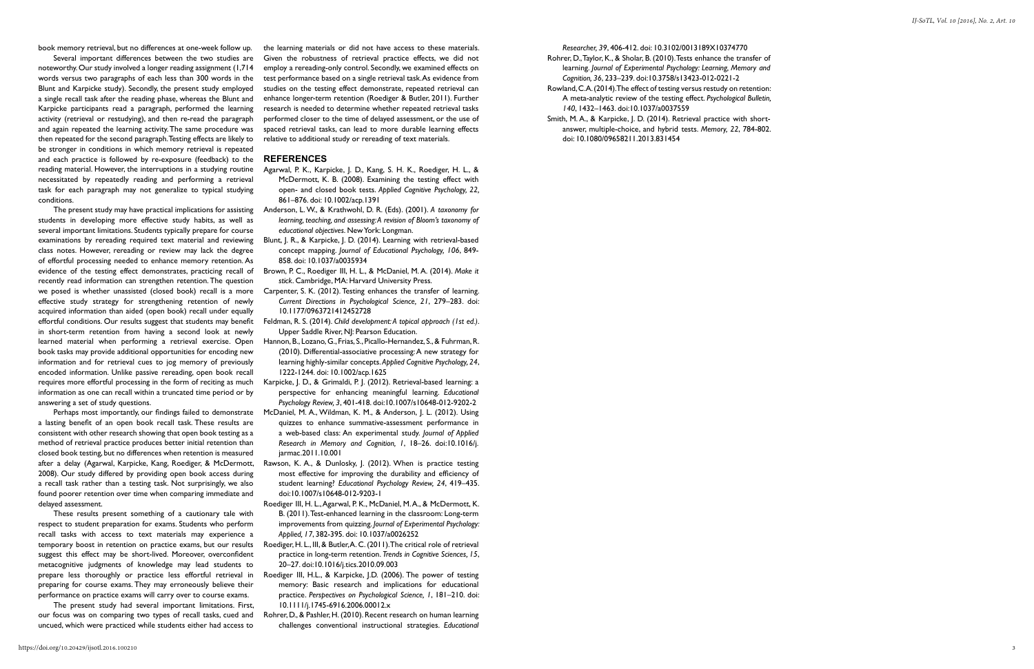book memory retrieval, but no differences at one-week follow up.

Several important differences between the two studies are noteworthy. Our study involved a longer reading assignment (1,714 words versus two paragraphs of each less than 300 words in the Blunt and Karpicke study). Secondly, the present study employed a single recall task after the reading phase, whereas the Blunt and Karpicke participants read a paragraph, performed the learning activity (retrieval or restudying), and then re-read the paragraph and again repeated the learning activity. The same procedure was then repeated for the second paragraph. Testing effects are likely to be stronger in conditions in which memory retrieval is repeated and each practice is followed by re-exposure (feedback) to the reading material. However, the interruptions in a studying routine necessitated by repeatedly reading and performing a retrieval task for each paragraph may not generalize to typical studying conditions.

The present study may have practical implications for assisting students in developing more effective study habits, as well as several important limitations. Students typically prepare for course examinations by rereading required text material and reviewing class notes. However, rereading or review may lack the degree of effortful processing needed to enhance memory retention. As evidence of the testing effect demonstrates, practicing recall of recently read information can strengthen retention. The question we posed is whether unassisted (closed book) recall is a more effective study strategy for strengthening retention of newly acquired information than aided (open book) recall under equally effortful conditions. Our results suggest that students may benefit in short-term retention from having a second look at newly learned material when performing a retrieval exercise. Open book tasks may provide additional opportunities for encoding new information and for retrieval cues to jog memory of previously encoded information. Unlike passive rereading, open book recall requires more effortful processing in the form of reciting as much information as one can recall within a truncated time period or by answering a set of study questions.

Perhaps most importantly, our findings failed to demonstrate a lasting benefit of an open book recall task. These results are consistent with other research showing that open book testing as a method of retrieval practice produces better initial retention than closed book testing, but no differences when retention is measured after a delay (Agarwal, Karpicke, Kang, Roediger, & McDermott, 2008). Our study differed by providing open book access during a recall task rather than a testing task. Not surprisingly, we also found poorer retention over time when comparing immediate and delayed assessment.

These results present something of a cautionary tale with respect to student preparation for exams. Students who perform recall tasks with access to text materials may experience a temporary boost in retention on practice exams, but our results suggest this effect may be short-lived. Moreover, overconfident metacognitive judgments of knowledge may lead students to prepare less thoroughly or practice less effortful retrieval in preparing for course exams. They may erroneously believe their performance on practice exams will carry over to course exams.

The present study had several important limitations. First, our focus was on comparing two types of recall tasks, cued and uncued, which were practiced while students either had access to the learning materials or did not have access to these materials. Given the robustness of retrieval practice effects, we did not employ a rereading-only control. Secondly, we examined effects on test performance based on a single retrieval task. As evidence from studies on the testing effect demonstrate, repeated retrieval can enhance longer-term retention (Roediger & Butler, 2011). Further research is needed to determine whether repeated retrieval tasks performed closer to the time of delayed assessment, or the use of spaced retrieval tasks, can lead to more durable learning effects relative to additional study or rereading of text materials.

## REFERENCES

Agarwal, P. K., Karpicke, J. D., Kang, S. H. K., Roediger, H. L., & McDermott, K. B. (2008). Examining the testing effect with open- and closed book tests. *Applied Cognitive Psychology, 22*, 861–876. doi: 10.1002/acp.1391

Anderson, L. W., & Krathwohl, D. R. (Eds). (2001). *A taxonomy for learning, teaching, and assessing: A revision of Bloom's taxonomy of educational objectives*. New York: Longman.

Blunt, J. R., & Karpicke, J. D. (2014). Learning with retrieval-based concept mapping. *Journal of Educational Psychology, 106*, 849-858. doi: 10.1037/a0035934

Brown, P. C., Roediger III, H. L., & McDaniel, M. A. (2014). *Make it stick*. Cambridge, MA: Harvard University Press.

Carpenter, S. K. (2012). Testing enhances the transfer of learning. *Current Directions in Psychological Science, 21*, 279–283. doi: 10.1177/0963721412452728

Feldman, R. S. (2014). *Child development: A topical approach (1st ed.)*. Upper Saddle River, NJ: Pearson Education.

Hannon, B., Lozano, G., Frias, S., Picallo-Hernandez, S., & Fuhrman, R. (2010). Differential-associative processing: A new strategy for learning highly-similar concepts. *Applied Cognitive Psychology, 24*, 1222-1244. doi: 10.1002/acp.1625

Karpicke, J. D., & Grimaldi, P. J. (2012). Retrieval-based learning: a perspective for enhancing meaningful learning. *Educational Psychology Review, 3*, 401-418. doi:10.1007/s10648-012-9202-2

McDaniel, M. A., Wildman, K. M., & Anderson, J. L. (2012). Using quizzes to enhance summative-assessment performance in a web-based class: An experimental study. *Journal of Applied Research in Memory and Cognition, 1*, 18–26. doi:10.1016/j.jarmac.2011.10.001

Rawson, K. A., & Dunlosky, J. (2012). When is practice testing most effective for improving the durability and efficiency of student learning? *Educational Psychology Review, 24*, 419–435. doi:10.1007/s10648-012-9203-1

Roediger III, H. L., Agarwal, P. K., McDaniel, M. A., & McDermott, K. B. (2011). Test-enhanced learning in the classroom: Long-term improvements from quizzing. *Journal of Experimental Psychology: Applied, 17*, 382-395. doi: 10.1037/a0026252

Roediger, H. L., III, & Butler, A. C. (2011). The critical role of retrieval practice in long-term retention. *Trends in Cognitive Sciences, 15*, 20–27. doi:10.1016/j.tics.2010.09.003

Roediger III, H.L., & Karpicke, J.D. (2006). The power of testing memory: Basic research and implications for educational practice. *Perspectives on Psychological Science, 1*, 181–210. doi: 10.1111/j.1745-6916.2006.00012.x

Rohrer, D., & Pashler, H. (2010). Recent research on human learning challenges conventional instructional strategies. *Educational Researcher, 39*, 406-412. doi: 10.3102/0013189X10374770

Rohrer, D., Taylor, K., & Sholar, B. (2010). Tests enhance the transfer of learning. *Journal of Experimental Psychology: Learning, Memory and Cognition, 36*, 233–239. doi:10.3758/s13423-012-0221-2

Rowland, C.A. (2014). The effect of testing versus restudy on retention: A meta-analytic review of the testing effect. *Psychological Bulletin, 140*, 1432–1463. doi:10.1037/a0037559

Smith, M. A., & Karpicke, J. D. (2014). Retrieval practice with short-answer, multiple-choice, and hybrid tests. *Memory, 22*, 784-802. doi: 10.1080/09658211.2013.831454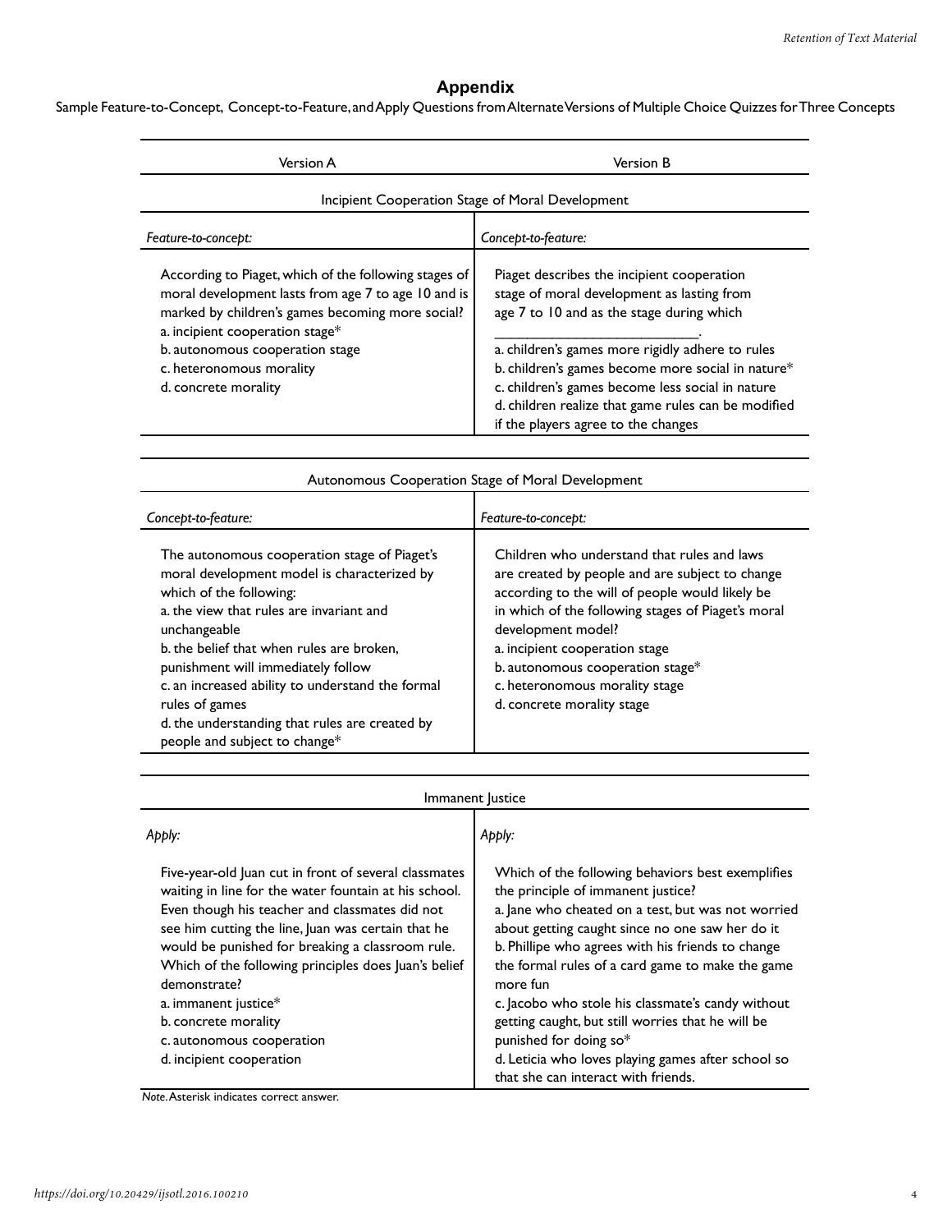## Appendix

Sample Feature-to-Concept, Concept-to-Feature, and Apply Questions from Alternate Versions of Multiple Choice Quizzes for Three Concepts

| Version A | Version B |
|---|---|
| **Incipient Cooperation Stage of Moral Development** | |
| *Feature-to-concept:* | *Concept-to-feature:* |
| According to Piaget, which of the following stages of moral development lasts from age 7 to age 10 and is marked by children's games becoming more social?<br>a. incipient cooperation stage*<br>b. autonomous cooperation stage<br>c. heteronomous morality<br>d. concrete morality | Piaget describes the incipient cooperation stage of moral development as lasting from age 7 to 10 and as the stage during which ___________________________.<br>a. children's games more rigidly adhere to rules<br>b. children's games become more social in nature*<br>c. children's games become less social in nature<br>d. children realize that game rules can be modified if the players agree to the changes |
| **Autonomous Cooperation Stage of Moral Development** | |
| *Concept-to-feature:* | *Feature-to-concept:* |
| The autonomous cooperation stage of Piaget's moral development model is characterized by which of the following:<br>a. the view that rules are invariant and unchangeable<br>b. the belief that when rules are broken, punishment will immediately follow<br>c. an increased ability to understand the formal rules of games<br>d. the understanding that rules are created by people and subject to change* | Children who understand that rules and laws are created by people and are subject to change according to the will of people would likely be in which of the following stages of Piaget's moral development model?<br>a. incipient cooperation stage<br>b. autonomous cooperation stage*<br>c. heteronomous morality stage<br>d. concrete morality stage |
| **Immanent Justice** | |
| *Apply:* | *Apply:* |
| Five-year-old Juan cut in front of several classmates waiting in line for the water fountain at his school. Even though his teacher and classmates did not see him cutting the line, Juan was certain that he would be punished for breaking a classroom rule. Which of the following principles does Juan's belief demonstrate?<br>a. immanent justice*<br>b. concrete morality<br>c. autonomous cooperation<br>d. incipient cooperation | Which of the following behaviors best exemplifies the principle of immanent justice?<br>a. Jane who cheated on a test, but was not worried about getting caught since no one saw her do it<br>b. Phillipe who agrees with his friends to change the formal rules of a card game to make the game more fun<br>c. Jacobo who stole his classmate's candy without getting caught, but still worries that he will be punished for doing so*<br>d. Leticia who loves playing games after school so that she can interact with friends. |

*Note.* Asterisk indicates correct answer.